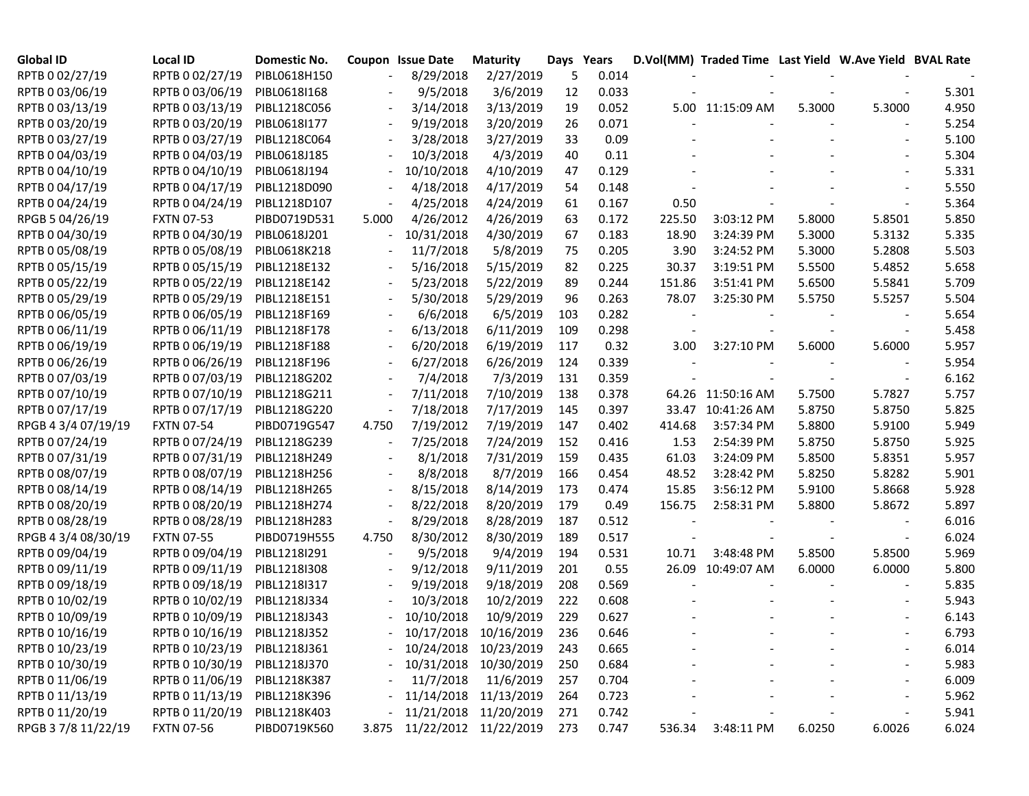| Global ID | Local ID | Domestic No. | Coupon | Issue Date | Maturity | Days | Years | D.Vol(MM) | Traded Time | Last Yield | W.Ave Yield | BVAL Rate |
|---|---|---|---|---|---|---|---|---|---|---|---|---|
| RPTB 0 02/27/19 | RPTB 0 02/27/19 | PIBL0618H150 | - | 8/29/2018 | 2/27/2019 | 5 | 0.014 | - | - | - | - | - |
| RPTB 0 03/06/19 | RPTB 0 03/06/19 | PIBL0618I168 | - | 9/5/2018 | 3/6/2019 | 12 | 0.033 | - | - | - | - | 5.301 |
| RPTB 0 03/13/19 | RPTB 0 03/13/19 | PIBL1218C056 | - | 3/14/2018 | 3/13/2019 | 19 | 0.052 | 5.00 | 11:15:09 AM | 5.3000 | 5.3000 | 4.950 |
| RPTB 0 03/20/19 | RPTB 0 03/20/19 | PIBL0618I177 | - | 9/19/2018 | 3/20/2019 | 26 | 0.071 | - | - | - | - | 5.254 |
| RPTB 0 03/27/19 | RPTB 0 03/27/19 | PIBL1218C064 | - | 3/28/2018 | 3/27/2019 | 33 | 0.09 | - | - | - | - | 5.100 |
| RPTB 0 04/03/19 | RPTB 0 04/03/19 | PIBL0618J185 | - | 10/3/2018 | 4/3/2019 | 40 | 0.11 | - | - | - | - | 5.304 |
| RPTB 0 04/10/19 | RPTB 0 04/10/19 | PIBL0618J194 | - | 10/10/2018 | 4/10/2019 | 47 | 0.129 | - | - | - | - | 5.331 |
| RPTB 0 04/17/19 | RPTB 0 04/17/19 | PIBL1218D090 | - | 4/18/2018 | 4/17/2019 | 54 | 0.148 | - | - | - | - | 5.550 |
| RPTB 0 04/24/19 | RPTB 0 04/24/19 | PIBL1218D107 | - | 4/25/2018 | 4/24/2019 | 61 | 0.167 | 0.50 | - | - | - | 5.364 |
| RPGB 5 04/26/19 | FXTN 07-53 | PIBD0719D531 | 5.000 | 4/26/2012 | 4/26/2019 | 63 | 0.172 | 225.50 | 3:03:12 PM | 5.8000 | 5.8501 | 5.850 |
| RPTB 0 04/30/19 | RPTB 0 04/30/19 | PIBL0618J201 | - | 10/31/2018 | 4/30/2019 | 67 | 0.183 | 18.90 | 3:24:39 PM | 5.3000 | 5.3132 | 5.335 |
| RPTB 0 05/08/19 | RPTB 0 05/08/19 | PIBL0618K218 | - | 11/7/2018 | 5/8/2019 | 75 | 0.205 | 3.90 | 3:24:52 PM | 5.3000 | 5.2808 | 5.503 |
| RPTB 0 05/15/19 | RPTB 0 05/15/19 | PIBL1218E132 | - | 5/16/2018 | 5/15/2019 | 82 | 0.225 | 30.37 | 3:19:51 PM | 5.5500 | 5.4852 | 5.658 |
| RPTB 0 05/22/19 | RPTB 0 05/22/19 | PIBL1218E142 | - | 5/23/2018 | 5/22/2019 | 89 | 0.244 | 151.86 | 3:51:41 PM | 5.6500 | 5.5841 | 5.709 |
| RPTB 0 05/29/19 | RPTB 0 05/29/19 | PIBL1218E151 | - | 5/30/2018 | 5/29/2019 | 96 | 0.263 | 78.07 | 3:25:30 PM | 5.5750 | 5.5257 | 5.504 |
| RPTB 0 06/05/19 | RPTB 0 06/05/19 | PIBL1218F169 | - | 6/6/2018 | 6/5/2019 | 103 | 0.282 | - | - | - | - | 5.654 |
| RPTB 0 06/11/19 | RPTB 0 06/11/19 | PIBL1218F178 | - | 6/13/2018 | 6/11/2019 | 109 | 0.298 | - | - | - | - | 5.458 |
| RPTB 0 06/19/19 | RPTB 0 06/19/19 | PIBL1218F188 | - | 6/20/2018 | 6/19/2019 | 117 | 0.32 | 3.00 | 3:27:10 PM | 5.6000 | 5.6000 | 5.957 |
| RPTB 0 06/26/19 | RPTB 0 06/26/19 | PIBL1218F196 | - | 6/27/2018 | 6/26/2019 | 124 | 0.339 | - | - | - | - | 5.954 |
| RPTB 0 07/03/19 | RPTB 0 07/03/19 | PIBL1218G202 | - | 7/4/2018 | 7/3/2019 | 131 | 0.359 | - | - | - | - | 6.162 |
| RPTB 0 07/10/19 | RPTB 0 07/10/19 | PIBL1218G211 | - | 7/11/2018 | 7/10/2019 | 138 | 0.378 | 64.26 | 11:50:16 AM | 5.7500 | 5.7827 | 5.757 |
| RPTB 0 07/17/19 | RPTB 0 07/17/19 | PIBL1218G220 | - | 7/18/2018 | 7/17/2019 | 145 | 0.397 | 33.47 | 10:41:26 AM | 5.8750 | 5.8750 | 5.825 |
| RPGB 4 3/4 07/19/19 | FXTN 07-54 | PIBD0719G547 | 4.750 | 7/19/2012 | 7/19/2019 | 147 | 0.402 | 414.68 | 3:57:34 PM | 5.8800 | 5.9100 | 5.949 |
| RPTB 0 07/24/19 | RPTB 0 07/24/19 | PIBL1218G239 | - | 7/25/2018 | 7/24/2019 | 152 | 0.416 | 1.53 | 2:54:39 PM | 5.8750 | 5.8750 | 5.925 |
| RPTB 0 07/31/19 | RPTB 0 07/31/19 | PIBL1218H249 | - | 8/1/2018 | 7/31/2019 | 159 | 0.435 | 61.03 | 3:24:09 PM | 5.8500 | 5.8351 | 5.957 |
| RPTB 0 08/07/19 | RPTB 0 08/07/19 | PIBL1218H256 | - | 8/8/2018 | 8/7/2019 | 166 | 0.454 | 48.52 | 3:28:42 PM | 5.8250 | 5.8282 | 5.901 |
| RPTB 0 08/14/19 | RPTB 0 08/14/19 | PIBL1218H265 | - | 8/15/2018 | 8/14/2019 | 173 | 0.474 | 15.85 | 3:56:12 PM | 5.9100 | 5.8668 | 5.928 |
| RPTB 0 08/20/19 | RPTB 0 08/20/19 | PIBL1218H274 | - | 8/22/2018 | 8/20/2019 | 179 | 0.49 | 156.75 | 2:58:31 PM | 5.8800 | 5.8672 | 5.897 |
| RPTB 0 08/28/19 | RPTB 0 08/28/19 | PIBL1218H283 | - | 8/29/2018 | 8/28/2019 | 187 | 0.512 | - | - | - | - | 6.016 |
| RPGB 4 3/4 08/30/19 | FXTN 07-55 | PIBD0719H555 | 4.750 | 8/30/2012 | 8/30/2019 | 189 | 0.517 | - | - | - | - | 6.024 |
| RPTB 0 09/04/19 | RPTB 0 09/04/19 | PIBL1218I291 | - | 9/5/2018 | 9/4/2019 | 194 | 0.531 | 10.71 | 3:48:48 PM | 5.8500 | 5.8500 | 5.969 |
| RPTB 0 09/11/19 | RPTB 0 09/11/19 | PIBL1218I308 | - | 9/12/2018 | 9/11/2019 | 201 | 0.55 | 26.09 | 10:49:07 AM | 6.0000 | 6.0000 | 5.800 |
| RPTB 0 09/18/19 | RPTB 0 09/18/19 | PIBL1218I317 | - | 9/19/2018 | 9/18/2019 | 208 | 0.569 | - | - | - | - | 5.835 |
| RPTB 0 10/02/19 | RPTB 0 10/02/19 | PIBL1218J334 | - | 10/3/2018 | 10/2/2019 | 222 | 0.608 | - | - | - | - | 5.943 |
| RPTB 0 10/09/19 | RPTB 0 10/09/19 | PIBL1218J343 | - | 10/10/2018 | 10/9/2019 | 229 | 0.627 | - | - | - | - | 6.143 |
| RPTB 0 10/16/19 | RPTB 0 10/16/19 | PIBL1218J352 | - | 10/17/2018 | 10/16/2019 | 236 | 0.646 | - | - | - | - | 6.793 |
| RPTB 0 10/23/19 | RPTB 0 10/23/19 | PIBL1218J361 | - | 10/24/2018 | 10/23/2019 | 243 | 0.665 | - | - | - | - | 6.014 |
| RPTB 0 10/30/19 | RPTB 0 10/30/19 | PIBL1218J370 | - | 10/31/2018 | 10/30/2019 | 250 | 0.684 | - | - | - | - | 5.983 |
| RPTB 0 11/06/19 | RPTB 0 11/06/19 | PIBL1218K387 | - | 11/7/2018 | 11/6/2019 | 257 | 0.704 | - | - | - | - | 6.009 |
| RPTB 0 11/13/19 | RPTB 0 11/13/19 | PIBL1218K396 | - | 11/14/2018 | 11/13/2019 | 264 | 0.723 | - | - | - | - | 5.962 |
| RPTB 0 11/20/19 | RPTB 0 11/20/19 | PIBL1218K403 | - | 11/21/2018 | 11/20/2019 | 271 | 0.742 | - | - | - | - | 5.941 |
| RPGB 3 7/8 11/22/19 | FXTN 07-56 | PIBD0719K560 | 3.875 | 11/22/2012 | 11/22/2019 | 273 | 0.747 | 536.34 | 3:48:11 PM | 6.0250 | 6.0026 | 6.024 |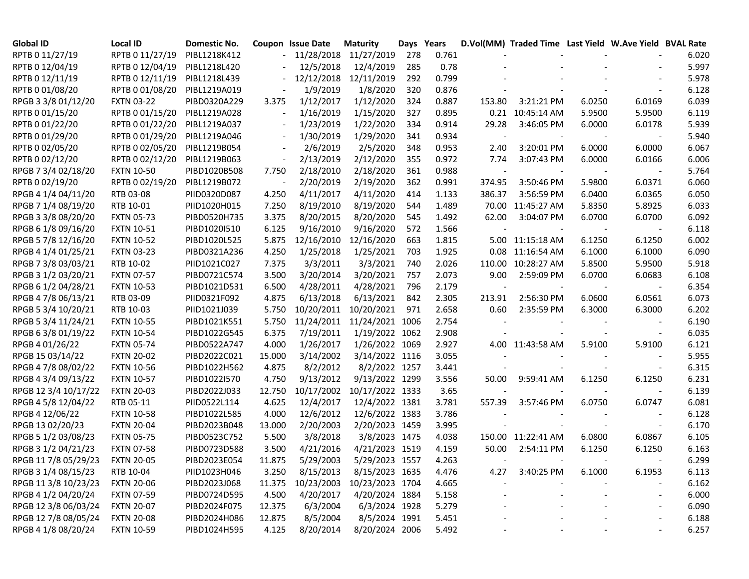| Global ID | Local ID | Domestic No. | Coupon | Issue Date | Maturity | Days | Years | D.Vol(MM) | Traded Time | Last Yield | W.Ave Yield | BVAL Rate |
|---|---|---|---|---|---|---|---|---|---|---|---|---|
| RPTB 0 11/27/19 | RPTB 0 11/27/19 | PIBL1218K412 | - | 11/28/2018 | 11/27/2019 | 278 | 0.761 | - | - | - | - | 6.020 |
| RPTB 0 12/04/19 | RPTB 0 12/04/19 | PIBL1218L420 | - | 12/5/2018 | 12/4/2019 | 285 | 0.78 | - | - | - | - | 5.997 |
| RPTB 0 12/11/19 | RPTB 0 12/11/19 | PIBL1218L439 | - | 12/12/2018 | 12/11/2019 | 292 | 0.799 | - | - | - | - | 5.978 |
| RPTB 0 01/08/20 | RPTB 0 01/08/20 | PIBL1219A019 | - | 1/9/2019 | 1/8/2020 | 320 | 0.876 | - | - | - | - | 6.128 |
| RPGB 3 3/8 01/12/20 | FXTN 03-22 | PIBD0320A229 | 3.375 | 1/12/2017 | 1/12/2020 | 324 | 0.887 | 153.80 | 3:21:21 PM | 6.0250 | 6.0169 | 6.039 |
| RPTB 0 01/15/20 | RPTB 0 01/15/20 | PIBL1219A028 | - | 1/16/2019 | 1/15/2020 | 327 | 0.895 | 0.21 | 10:45:14 AM | 5.9500 | 5.9500 | 6.119 |
| RPTB 0 01/22/20 | RPTB 0 01/22/20 | PIBL1219A037 | - | 1/23/2019 | 1/22/2020 | 334 | 0.914 | 29.28 | 3:46:05 PM | 6.0000 | 6.0178 | 5.939 |
| RPTB 0 01/29/20 | RPTB 0 01/29/20 | PIBL1219A046 | - | 1/30/2019 | 1/29/2020 | 341 | 0.934 | - | - | - | - | 5.940 |
| RPTB 0 02/05/20 | RPTB 0 02/05/20 | PIBL1219B054 | - | 2/6/2019 | 2/5/2020 | 348 | 0.953 | 2.40 | 3:20:01 PM | 6.0000 | 6.0000 | 6.067 |
| RPTB 0 02/12/20 | RPTB 0 02/12/20 | PIBL1219B063 | - | 2/13/2019 | 2/12/2020 | 355 | 0.972 | 7.74 | 3:07:43 PM | 6.0000 | 6.0166 | 6.006 |
| RPGB 7 3/4 02/18/20 | FXTN 10-50 | PIBD1020B508 | 7.750 | 2/18/2010 | 2/18/2020 | 361 | 0.988 | - | - | - | - | 5.764 |
| RPTB 0 02/19/20 | RPTB 0 02/19/20 | PIBL1219B072 | - | 2/20/2019 | 2/19/2020 | 362 | 0.991 | 374.95 | 3:50:46 PM | 5.9800 | 6.0371 | 6.060 |
| RPGB 4 1/4 04/11/20 | RTB 03-08 | PIID0320D087 | 4.250 | 4/11/2017 | 4/11/2020 | 414 | 1.133 | 386.37 | 3:56:59 PM | 6.0400 | 6.0365 | 6.050 |
| RPGB 7 1/4 08/19/20 | RTB 10-01 | PIID1020H015 | 7.250 | 8/19/2010 | 8/19/2020 | 544 | 1.489 | 70.00 | 11:45:27 AM | 5.8350 | 5.8925 | 6.033 |
| RPGB 3 3/8 08/20/20 | FXTN 05-73 | PIBD0520H735 | 3.375 | 8/20/2015 | 8/20/2020 | 545 | 1.492 | 62.00 | 3:04:07 PM | 6.0700 | 6.0700 | 6.092 |
| RPGB 6 1/8 09/16/20 | FXTN 10-51 | PIBD1020I510 | 6.125 | 9/16/2010 | 9/16/2020 | 572 | 1.566 | - | - | - | - | 6.118 |
| RPGB 5 7/8 12/16/20 | FXTN 10-52 | PIBD1020L525 | 5.875 | 12/16/2010 | 12/16/2020 | 663 | 1.815 | 5.00 | 11:15:18 AM | 6.1250 | 6.1250 | 6.002 |
| RPGB 4 1/4 01/25/21 | FXTN 03-23 | PIBD0321A236 | 4.250 | 1/25/2018 | 1/25/2021 | 703 | 1.925 | 0.08 | 11:16:54 AM | 6.1000 | 6.1000 | 6.090 |
| RPGB 7 3/8 03/03/21 | RTB 10-02 | PIID1021C027 | 7.375 | 3/3/2011 | 3/3/2021 | 740 | 2.026 | 110.00 | 10:28:27 AM | 5.8500 | 5.9500 | 5.918 |
| RPGB 3 1/2 03/20/21 | FXTN 07-57 | PIBD0721C574 | 3.500 | 3/20/2014 | 3/20/2021 | 757 | 2.073 | 9.00 | 2:59:09 PM | 6.0700 | 6.0683 | 6.108 |
| RPGB 6 1/2 04/28/21 | FXTN 10-53 | PIBD1021D531 | 6.500 | 4/28/2011 | 4/28/2021 | 796 | 2.179 | - | - | - | - | 6.354 |
| RPGB 4 7/8 06/13/21 | RTB 03-09 | PIID0321F092 | 4.875 | 6/13/2018 | 6/13/2021 | 842 | 2.305 | 213.91 | 2:56:30 PM | 6.0600 | 6.0561 | 6.073 |
| RPGB 5 3/4 10/20/21 | RTB 10-03 | PIID1021J039 | 5.750 | 10/20/2011 | 10/20/2021 | 971 | 2.658 | 0.60 | 2:35:59 PM | 6.3000 | 6.3000 | 6.202 |
| RPGB 5 3/4 11/24/21 | FXTN 10-55 | PIBD1021K551 | 5.750 | 11/24/2011 | 11/24/2021 | 1006 | 2.754 | - | - | - | - | 6.190 |
| RPGB 6 3/8 01/19/22 | FXTN 10-54 | PIBD1022G545 | 6.375 | 7/19/2011 | 1/19/2022 | 1062 | 2.908 | - | - | - | - | 6.035 |
| RPGB 4 01/26/22 | FXTN 05-74 | PIBD0522A747 | 4.000 | 1/26/2017 | 1/26/2022 | 1069 | 2.927 | 4.00 | 11:43:58 AM | 5.9100 | 5.9100 | 6.121 |
| RPGB 15 03/14/22 | FXTN 20-02 | PIBD2022C021 | 15.000 | 3/14/2002 | 3/14/2022 | 1116 | 3.055 | - | - | - | - | 5.955 |
| RPGB 4 7/8 08/02/22 | FXTN 10-56 | PIBD1022H562 | 4.875 | 8/2/2012 | 8/2/2022 | 1257 | 3.441 | - | - | - | - | 6.315 |
| RPGB 4 3/4 09/13/22 | FXTN 10-57 | PIBD1022I570 | 4.750 | 9/13/2012 | 9/13/2022 | 1299 | 3.556 | 50.00 | 9:59:41 AM | 6.1250 | 6.1250 | 6.231 |
| RPGB 12 3/4 10/17/22 | FXTN 20-03 | PIBD2022J033 | 12.750 | 10/17/2002 | 10/17/2022 | 1333 | 3.65 | - | - | - | - | 6.139 |
| RPGB 4 5/8 12/04/22 | RTB 05-11 | PIID0522L114 | 4.625 | 12/4/2017 | 12/4/2022 | 1381 | 3.781 | 557.39 | 3:57:46 PM | 6.0750 | 6.0747 | 6.081 |
| RPGB 4 12/06/22 | FXTN 10-58 | PIBD1022L585 | 4.000 | 12/6/2012 | 12/6/2022 | 1383 | 3.786 | - | - | - | - | 6.128 |
| RPGB 13 02/20/23 | FXTN 20-04 | PIBD2023B048 | 13.000 | 2/20/2003 | 2/20/2023 | 1459 | 3.995 | - | - | - | - | 6.170 |
| RPGB 5 1/2 03/08/23 | FXTN 05-75 | PIBD0523C752 | 5.500 | 3/8/2018 | 3/8/2023 | 1475 | 4.038 | 150.00 | 11:22:41 AM | 6.0800 | 6.0867 | 6.105 |
| RPGB 3 1/2 04/21/23 | FXTN 07-58 | PIBD0723D588 | 3.500 | 4/21/2016 | 4/21/2023 | 1519 | 4.159 | 50.00 | 2:54:11 PM | 6.1250 | 6.1250 | 6.163 |
| RPGB 11 7/8 05/29/23 | FXTN 20-05 | PIBD2023E054 | 11.875 | 5/29/2003 | 5/29/2023 | 1557 | 4.263 | - | - | - | - | 6.299 |
| RPGB 3 1/4 08/15/23 | RTB 10-04 | PIID1023H046 | 3.250 | 8/15/2013 | 8/15/2023 | 1635 | 4.476 | 4.27 | 3:40:25 PM | 6.1000 | 6.1953 | 6.113 |
| RPGB 11 3/8 10/23/23 | FXTN 20-06 | PIBD2023J068 | 11.375 | 10/23/2003 | 10/23/2023 | 1704 | 4.665 | - | - | - | - | 6.162 |
| RPGB 4 1/2 04/20/24 | FXTN 07-59 | PIBD0724D595 | 4.500 | 4/20/2017 | 4/20/2024 | 1884 | 5.158 | - | - | - | - | 6.000 |
| RPGB 12 3/8 06/03/24 | FXTN 20-07 | PIBD2024F075 | 12.375 | 6/3/2004 | 6/3/2024 | 1928 | 5.279 | - | - | - | - | 6.090 |
| RPGB 12 7/8 08/05/24 | FXTN 20-08 | PIBD2024H086 | 12.875 | 8/5/2004 | 8/5/2024 | 1991 | 5.451 | - | - | - | - | 6.188 |
| RPGB 4 1/8 08/20/24 | FXTN 10-59 | PIBD1024H595 | 4.125 | 8/20/2014 | 8/20/2024 | 2006 | 5.492 | - | - | - | - | 6.257 |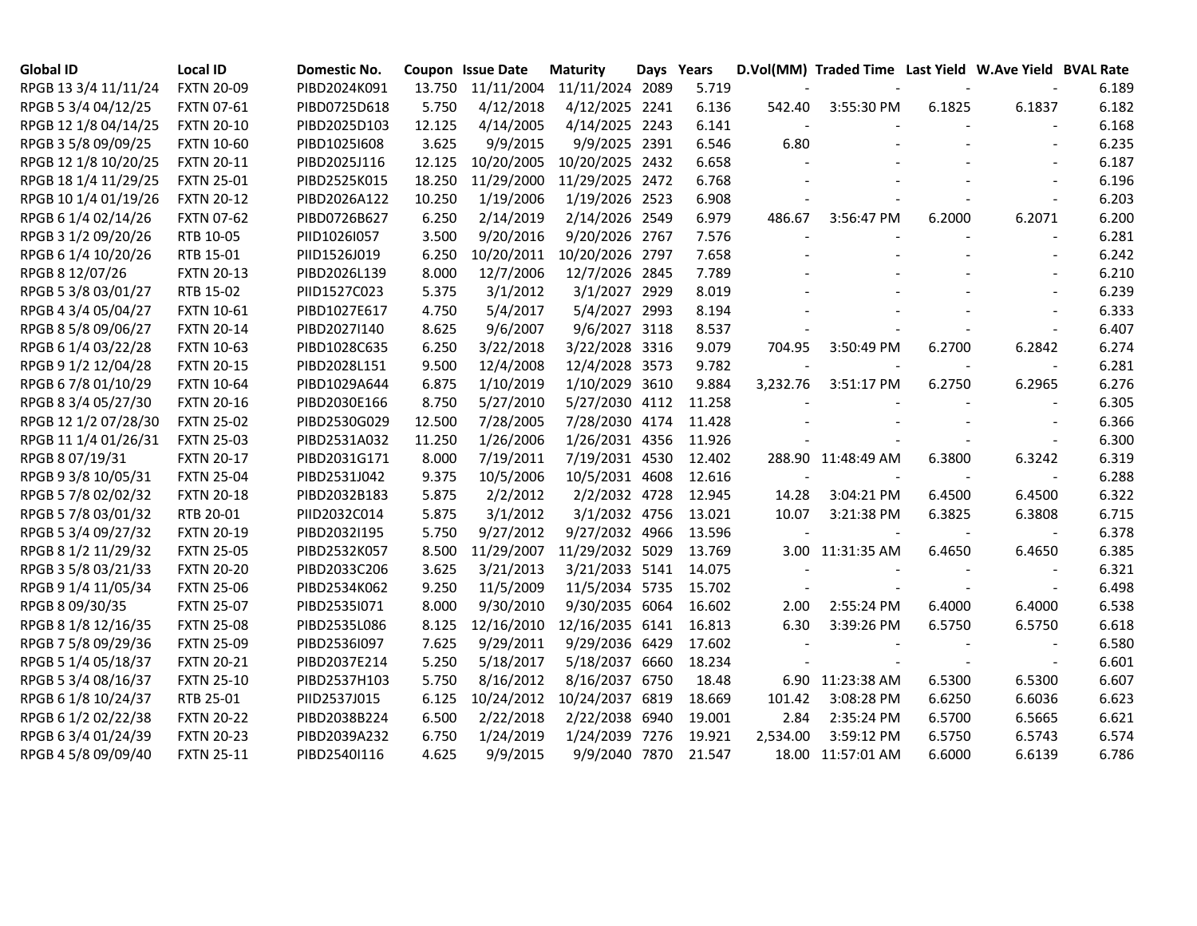| Global ID | Local ID | Domestic No. | Coupon | Issue Date | Maturity | Days | Years | D.Vol(MM) | Traded Time | Last Yield | W.Ave Yield | BVAL Rate |
|---|---|---|---|---|---|---|---|---|---|---|---|---|
| RPGB 13 3/4 11/11/24 | FXTN 20-09 | PIBD2024K091 | 13.750 | 11/11/2004 | 11/11/2024 | 2089 | 5.719 | - | - | - | - | 6.189 |
| RPGB 5 3/4 04/12/25 | FXTN 07-61 | PIBD0725D618 | 5.750 | 4/12/2018 | 4/12/2025 | 2241 | 6.136 | 542.40 | 3:55:30 PM | 6.1825 | 6.1837 | 6.182 |
| RPGB 12 1/8 04/14/25 | FXTN 20-10 | PIBD2025D103 | 12.125 | 4/14/2005 | 4/14/2025 | 2243 | 6.141 | - | - | - | - | 6.168 |
| RPGB 3 5/8 09/09/25 | FXTN 10-60 | PIBD1025I608 | 3.625 | 9/9/2015 | 9/9/2025 | 2391 | 6.546 | 6.80 | - | - | - | 6.235 |
| RPGB 12 1/8 10/20/25 | FXTN 20-11 | PIBD2025J116 | 12.125 | 10/20/2005 | 10/20/2025 | 2432 | 6.658 | - | - | - | - | 6.187 |
| RPGB 18 1/4 11/29/25 | FXTN 25-01 | PIBD2525K015 | 18.250 | 11/29/2000 | 11/29/2025 | 2472 | 6.768 | - | - | - | - | 6.196 |
| RPGB 10 1/4 01/19/26 | FXTN 20-12 | PIBD2026A122 | 10.250 | 1/19/2006 | 1/19/2026 | 2523 | 6.908 | - | - | - | - | 6.203 |
| RPGB 6 1/4 02/14/26 | FXTN 07-62 | PIBD0726B627 | 6.250 | 2/14/2019 | 2/14/2026 | 2549 | 6.979 | 486.67 | 3:56:47 PM | 6.2000 | 6.2071 | 6.200 |
| RPGB 3 1/2 09/20/26 | RTB 10-05 | PIID1026I057 | 3.500 | 9/20/2016 | 9/20/2026 | 2767 | 7.576 | - | - | - | - | 6.281 |
| RPGB 6 1/4 10/20/26 | RTB 15-01 | PIID1526J019 | 6.250 | 10/20/2011 | 10/20/2026 | 2797 | 7.658 | - | - | - | - | 6.242 |
| RPGB 8 12/07/26 | FXTN 20-13 | PIBD2026L139 | 8.000 | 12/7/2006 | 12/7/2026 | 2845 | 7.789 | - | - | - | - | 6.210 |
| RPGB 5 3/8 03/01/27 | RTB 15-02 | PIID1527C023 | 5.375 | 3/1/2012 | 3/1/2027 | 2929 | 8.019 | - | - | - | - | 6.239 |
| RPGB 4 3/4 05/04/27 | FXTN 10-61 | PIBD1027E617 | 4.750 | 5/4/2017 | 5/4/2027 | 2993 | 8.194 | - | - | - | - | 6.333 |
| RPGB 8 5/8 09/06/27 | FXTN 20-14 | PIBD2027I140 | 8.625 | 9/6/2007 | 9/6/2027 | 3118 | 8.537 | - | - | - | - | 6.407 |
| RPGB 6 1/4 03/22/28 | FXTN 10-63 | PIBD1028C635 | 6.250 | 3/22/2018 | 3/22/2028 | 3316 | 9.079 | 704.95 | 3:50:49 PM | 6.2700 | 6.2842 | 6.274 |
| RPGB 9 1/2 12/04/28 | FXTN 20-15 | PIBD2028L151 | 9.500 | 12/4/2008 | 12/4/2028 | 3573 | 9.782 | - | - | - | - | 6.281 |
| RPGB 6 7/8 01/10/29 | FXTN 10-64 | PIBD1029A644 | 6.875 | 1/10/2019 | 1/10/2029 | 3610 | 9.884 | 3,232.76 | 3:51:17 PM | 6.2750 | 6.2965 | 6.276 |
| RPGB 8 3/4 05/27/30 | FXTN 20-16 | PIBD2030E166 | 8.750 | 5/27/2010 | 5/27/2030 | 4112 | 11.258 | - | - | - | - | 6.305 |
| RPGB 12 1/2 07/28/30 | FXTN 25-02 | PIBD2530G029 | 12.500 | 7/28/2005 | 7/28/2030 | 4174 | 11.428 | - | - | - | - | 6.366 |
| RPGB 11 1/4 01/26/31 | FXTN 25-03 | PIBD2531A032 | 11.250 | 1/26/2006 | 1/26/2031 | 4356 | 11.926 | - | - | - | - | 6.300 |
| RPGB 8 07/19/31 | FXTN 20-17 | PIBD2031G171 | 8.000 | 7/19/2011 | 7/19/2031 | 4530 | 12.402 | 288.90 | 11:48:49 AM | 6.3800 | 6.3242 | 6.319 |
| RPGB 9 3/8 10/05/31 | FXTN 25-04 | PIBD2531J042 | 9.375 | 10/5/2006 | 10/5/2031 | 4608 | 12.616 | - | - | - | - | 6.288 |
| RPGB 5 7/8 02/02/32 | FXTN 20-18 | PIBD2032B183 | 5.875 | 2/2/2012 | 2/2/2032 | 4728 | 12.945 | 14.28 | 3:04:21 PM | 6.4500 | 6.4500 | 6.322 |
| RPGB 5 7/8 03/01/32 | RTB 20-01 | PIID2032C014 | 5.875 | 3/1/2012 | 3/1/2032 | 4756 | 13.021 | 10.07 | 3:21:38 PM | 6.3825 | 6.3808 | 6.715 |
| RPGB 5 3/4 09/27/32 | FXTN 20-19 | PIBD2032I195 | 5.750 | 9/27/2012 | 9/27/2032 | 4966 | 13.596 | - | - | - | - | 6.378 |
| RPGB 8 1/2 11/29/32 | FXTN 25-05 | PIBD2532K057 | 8.500 | 11/29/2007 | 11/29/2032 | 5029 | 13.769 | 3.00 | 11:31:35 AM | 6.4650 | 6.4650 | 6.385 |
| RPGB 3 5/8 03/21/33 | FXTN 20-20 | PIBD2033C206 | 3.625 | 3/21/2013 | 3/21/2033 | 5141 | 14.075 | - | - | - | - | 6.321 |
| RPGB 9 1/4 11/05/34 | FXTN 25-06 | PIBD2534K062 | 9.250 | 11/5/2009 | 11/5/2034 | 5735 | 15.702 | - | - | - | - | 6.498 |
| RPGB 8 09/30/35 | FXTN 25-07 | PIBD2535I071 | 8.000 | 9/30/2010 | 9/30/2035 | 6064 | 16.602 | 2.00 | 2:55:24 PM | 6.4000 | 6.4000 | 6.538 |
| RPGB 8 1/8 12/16/35 | FXTN 25-08 | PIBD2535L086 | 8.125 | 12/16/2010 | 12/16/2035 | 6141 | 16.813 | 6.30 | 3:39:26 PM | 6.5750 | 6.5750 | 6.618 |
| RPGB 7 5/8 09/29/36 | FXTN 25-09 | PIBD2536I097 | 7.625 | 9/29/2011 | 9/29/2036 | 6429 | 17.602 | - | - | - | - | 6.580 |
| RPGB 5 1/4 05/18/37 | FXTN 20-21 | PIBD2037E214 | 5.250 | 5/18/2017 | 5/18/2037 | 6660 | 18.234 | - | - | - | - | 6.601 |
| RPGB 5 3/4 08/16/37 | FXTN 25-10 | PIBD2537H103 | 5.750 | 8/16/2012 | 8/16/2037 | 6750 | 18.48 | 6.90 | 11:23:38 AM | 6.5300 | 6.5300 | 6.607 |
| RPGB 6 1/8 10/24/37 | RTB 25-01 | PIID2537J015 | 6.125 | 10/24/2012 | 10/24/2037 | 6819 | 18.669 | 101.42 | 3:08:28 PM | 6.6250 | 6.6036 | 6.623 |
| RPGB 6 1/2 02/22/38 | FXTN 20-22 | PIBD2038B224 | 6.500 | 2/22/2018 | 2/22/2038 | 6940 | 19.001 | 2.84 | 2:35:24 PM | 6.5700 | 6.5665 | 6.621 |
| RPGB 6 3/4 01/24/39 | FXTN 20-23 | PIBD2039A232 | 6.750 | 1/24/2019 | 1/24/2039 | 7276 | 19.921 | 2,534.00 | 3:59:12 PM | 6.5750 | 6.5743 | 6.574 |
| RPGB 4 5/8 09/09/40 | FXTN 25-11 | PIBD2540I116 | 4.625 | 9/9/2015 | 9/9/2040 | 7870 | 21.547 | 18.00 | 11:57:01 AM | 6.6000 | 6.6139 | 6.786 |